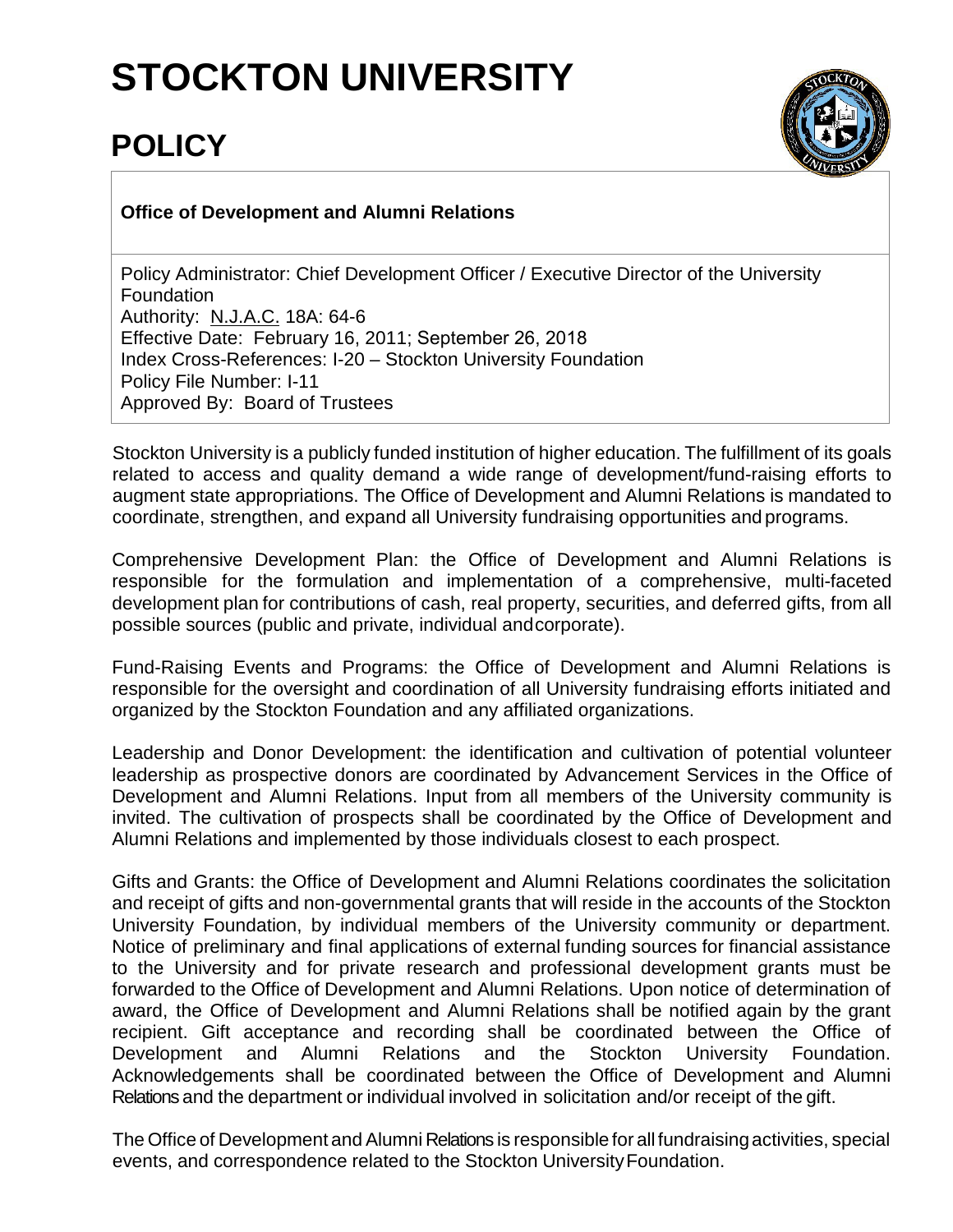# STOCKTON UNIVERSITY

# POLICY

**Office of Development and Alumni Relations**

Policy Administrator: Chief Development Officer / Executive Director of the University Foundation
Authority: N.J.A.C. 18A: 64-6
Effective Date: February 16, 2011; September 26, 2018
Index Cross-References: I-20 – Stockton University Foundation
Policy File Number: I-11
Approved By: Board of Trustees

Stockton University is a publicly funded institution of higher education. The fulfillment of its goals related to access and quality demand a wide range of development/fund-raising efforts to augment state appropriations. The Office of Development and Alumni Relations is mandated to coordinate, strengthen, and expand all University fundraising opportunities and programs.

Comprehensive Development Plan: the Office of Development and Alumni Relations is responsible for the formulation and implementation of a comprehensive, multi-faceted development plan for contributions of cash, real property, securities, and deferred gifts, from all possible sources (public and private, individual and corporate).

Fund-Raising Events and Programs: the Office of Development and Alumni Relations is responsible for the oversight and coordination of all University fundraising efforts initiated and organized by the Stockton Foundation and any affiliated organizations.

Leadership and Donor Development: the identification and cultivation of potential volunteer leadership as prospective donors are coordinated by Advancement Services in the Office of Development and Alumni Relations. Input from all members of the University community is invited. The cultivation of prospects shall be coordinated by the Office of Development and Alumni Relations and implemented by those individuals closest to each prospect.

Gifts and Grants: the Office of Development and Alumni Relations coordinates the solicitation and receipt of gifts and non-governmental grants that will reside in the accounts of the Stockton University Foundation, by individual members of the University community or department. Notice of preliminary and final applications of external funding sources for financial assistance to the University and for private research and professional development grants must be forwarded to the Office of Development and Alumni Relations. Upon notice of determination of award, the Office of Development and Alumni Relations shall be notified again by the grant recipient. Gift acceptance and recording shall be coordinated between the Office of Development and Alumni Relations and the Stockton University Foundation. Acknowledgements shall be coordinated between the Office of Development and Alumni Relations and the department or individual involved in solicitation and/or receipt of the gift.

The Office of Development and Alumni Relations is responsible for all fundraising activities, special events, and correspondence related to the Stockton University Foundation.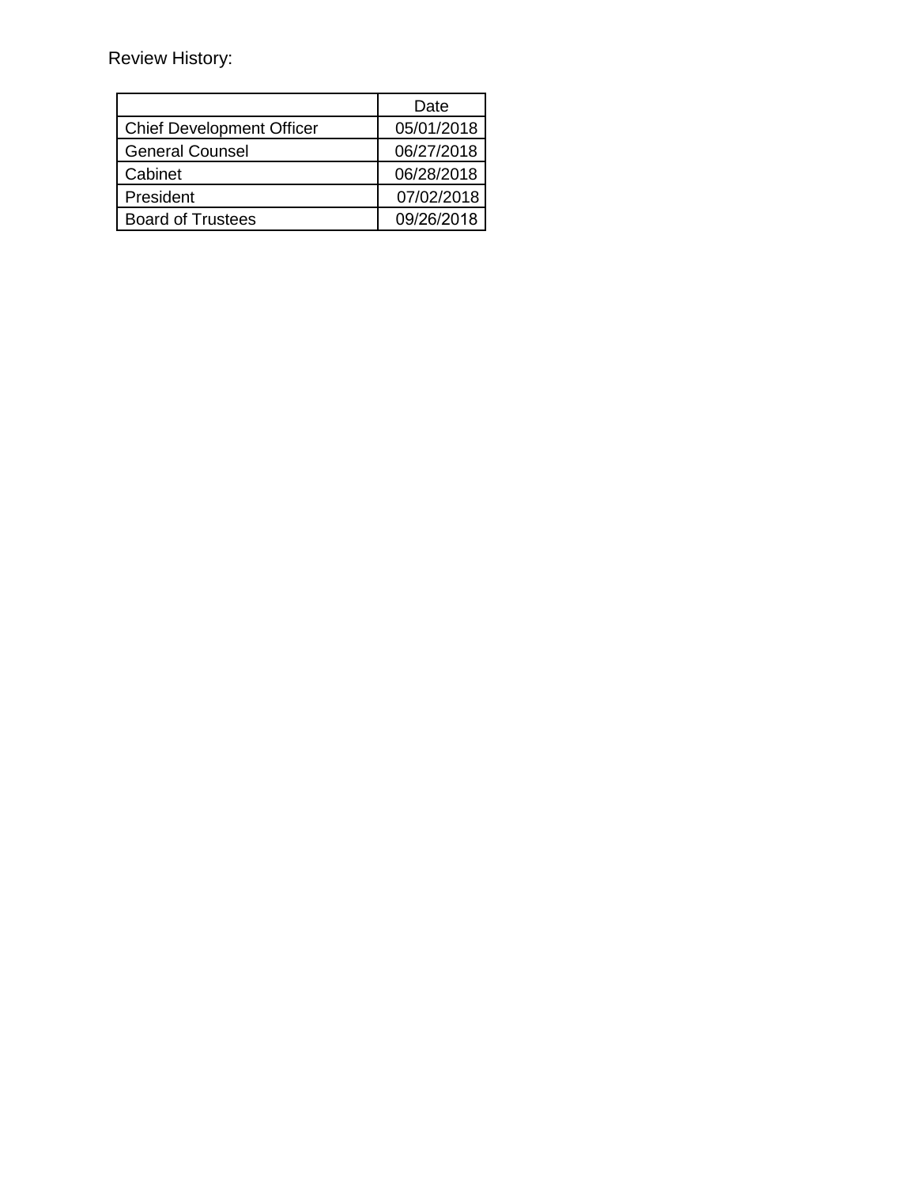Review History:

| | Date |
|---|---|
| Chief Development Officer | 05/01/2018 |
| General Counsel | 06/27/2018 |
| Cabinet | 06/28/2018 |
| President | 07/02/2018 |
| Board of Trustees | 09/26/2018 |